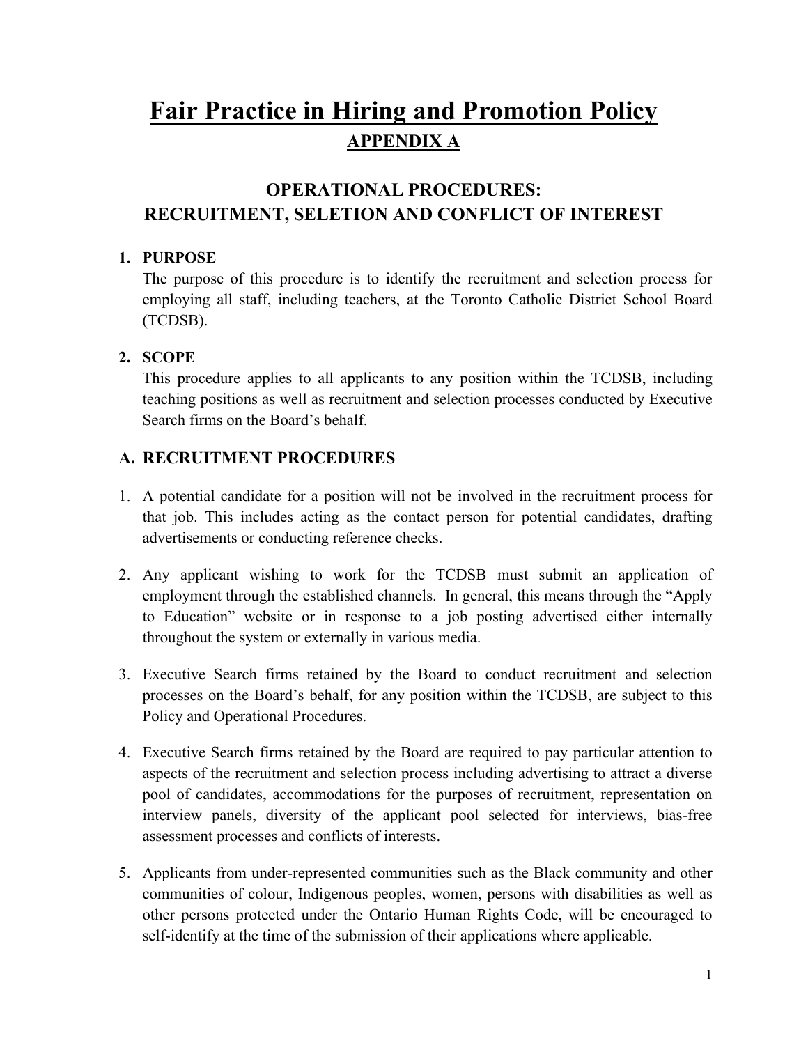# Fair Practice in Hiring and Promotion Policy

## APPENDIX A

## OPERATIONAL PROCEDURES: RECRUITMENT, SELETION AND CONFLICT OF INTEREST

### 1. PURPOSE

The purpose of this procedure is to identify the recruitment and selection process for employing all staff, including teachers, at the Toronto Catholic District School Board (TCDSB).

### 2. SCOPE

This procedure applies to all applicants to any position within the TCDSB, including teaching positions as well as recruitment and selection processes conducted by Executive Search firms on the Board's behalf.

### A. RECRUITMENT PROCEDURES

1. A potential candidate for a position will not be involved in the recruitment process for that job. This includes acting as the contact person for potential candidates, drafting advertisements or conducting reference checks.

2. Any applicant wishing to work for the TCDSB must submit an application of employment through the established channels. In general, this means through the "Apply to Education" website or in response to a job posting advertised either internally throughout the system or externally in various media.

3. Executive Search firms retained by the Board to conduct recruitment and selection processes on the Board's behalf, for any position within the TCDSB, are subject to this Policy and Operational Procedures.

4. Executive Search firms retained by the Board are required to pay particular attention to aspects of the recruitment and selection process including advertising to attract a diverse pool of candidates, accommodations for the purposes of recruitment, representation on interview panels, diversity of the applicant pool selected for interviews, bias-free assessment processes and conflicts of interests.

5. Applicants from under-represented communities such as the Black community and other communities of colour, Indigenous peoples, women, persons with disabilities as well as other persons protected under the Ontario Human Rights Code, will be encouraged to self-identify at the time of the submission of their applications where applicable.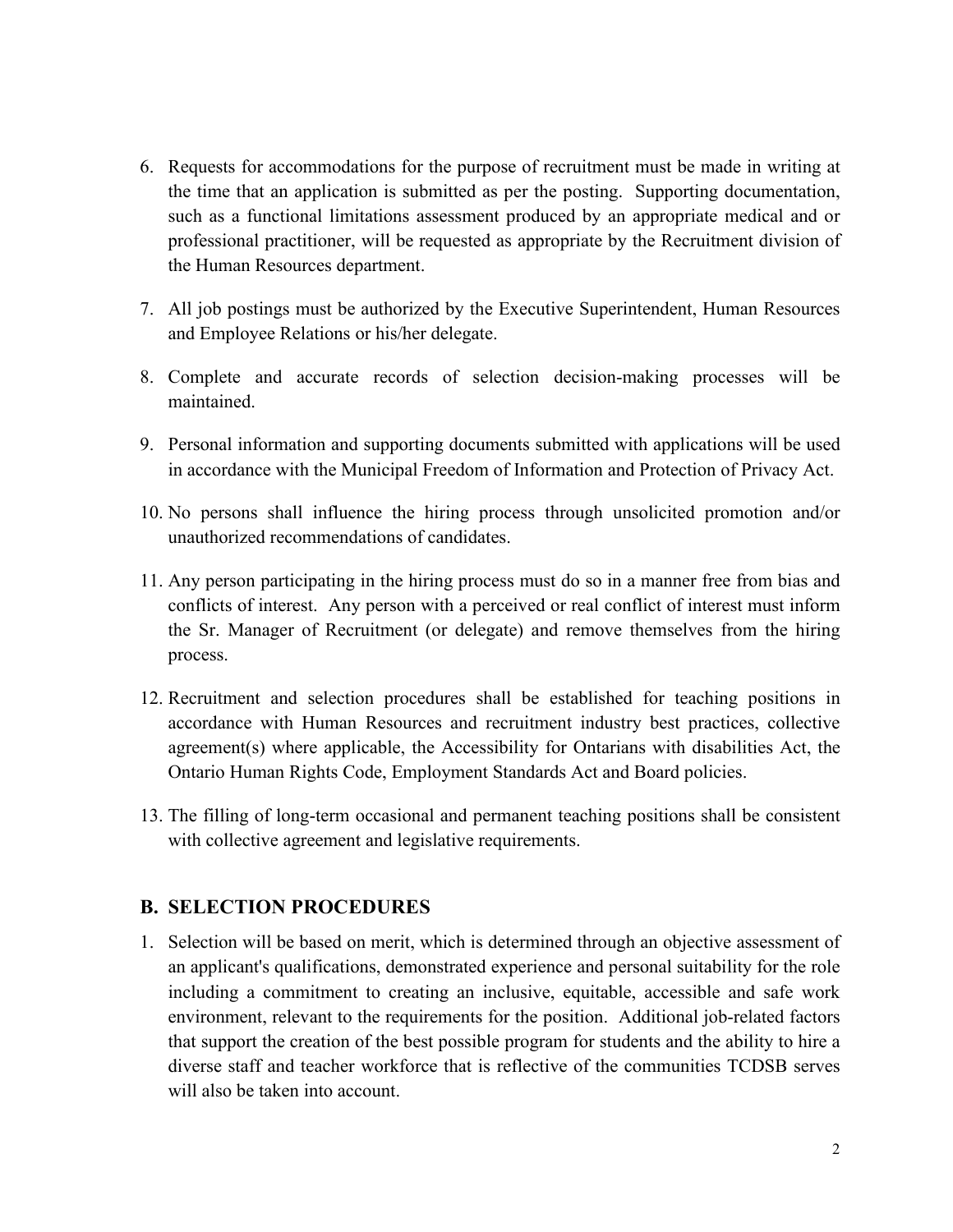6. Requests for accommodations for the purpose of recruitment must be made in writing at the time that an application is submitted as per the posting. Supporting documentation, such as a functional limitations assessment produced by an appropriate medical and or professional practitioner, will be requested as appropriate by the Recruitment division of the Human Resources department.

7. All job postings must be authorized by the Executive Superintendent, Human Resources and Employee Relations or his/her delegate.

8. Complete and accurate records of selection decision-making processes will be maintained.

9. Personal information and supporting documents submitted with applications will be used in accordance with the Municipal Freedom of Information and Protection of Privacy Act.

10. No persons shall influence the hiring process through unsolicited promotion and/or unauthorized recommendations of candidates.

11. Any person participating in the hiring process must do so in a manner free from bias and conflicts of interest. Any person with a perceived or real conflict of interest must inform the Sr. Manager of Recruitment (or delegate) and remove themselves from the hiring process.

12. Recruitment and selection procedures shall be established for teaching positions in accordance with Human Resources and recruitment industry best practices, collective agreement(s) where applicable, the Accessibility for Ontarians with disabilities Act, the Ontario Human Rights Code, Employment Standards Act and Board policies.

13. The filling of long-term occasional and permanent teaching positions shall be consistent with collective agreement and legislative requirements.

## B. SELECTION PROCEDURES

1. Selection will be based on merit, which is determined through an objective assessment of an applicant's qualifications, demonstrated experience and personal suitability for the role including a commitment to creating an inclusive, equitable, accessible and safe work environment, relevant to the requirements for the position. Additional job-related factors that support the creation of the best possible program for students and the ability to hire a diverse staff and teacher workforce that is reflective of the communities TCDSB serves will also be taken into account.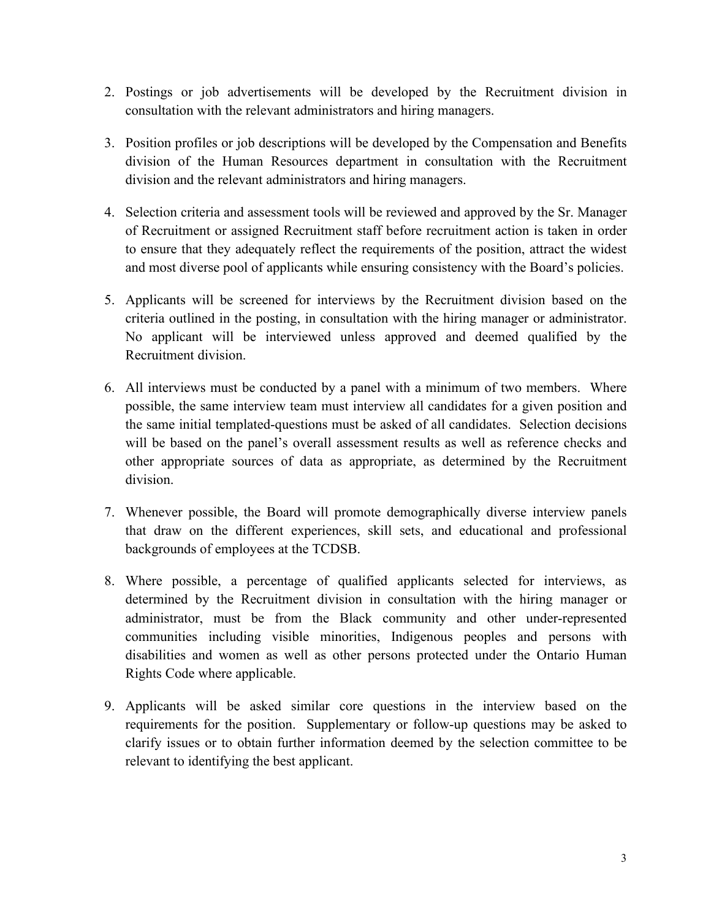2. Postings or job advertisements will be developed by the Recruitment division in consultation with the relevant administrators and hiring managers.

3. Position profiles or job descriptions will be developed by the Compensation and Benefits division of the Human Resources department in consultation with the Recruitment division and the relevant administrators and hiring managers.

4. Selection criteria and assessment tools will be reviewed and approved by the Sr. Manager of Recruitment or assigned Recruitment staff before recruitment action is taken in order to ensure that they adequately reflect the requirements of the position, attract the widest and most diverse pool of applicants while ensuring consistency with the Board's policies.

5. Applicants will be screened for interviews by the Recruitment division based on the criteria outlined in the posting, in consultation with the hiring manager or administrator. No applicant will be interviewed unless approved and deemed qualified by the Recruitment division.

6. All interviews must be conducted by a panel with a minimum of two members. Where possible, the same interview team must interview all candidates for a given position and the same initial templated-questions must be asked of all candidates. Selection decisions will be based on the panel's overall assessment results as well as reference checks and other appropriate sources of data as appropriate, as determined by the Recruitment division.

7. Whenever possible, the Board will promote demographically diverse interview panels that draw on the different experiences, skill sets, and educational and professional backgrounds of employees at the TCDSB.

8. Where possible, a percentage of qualified applicants selected for interviews, as determined by the Recruitment division in consultation with the hiring manager or administrator, must be from the Black community and other under-represented communities including visible minorities, Indigenous peoples and persons with disabilities and women as well as other persons protected under the Ontario Human Rights Code where applicable.

9. Applicants will be asked similar core questions in the interview based on the requirements for the position. Supplementary or follow-up questions may be asked to clarify issues or to obtain further information deemed by the selection committee to be relevant to identifying the best applicant.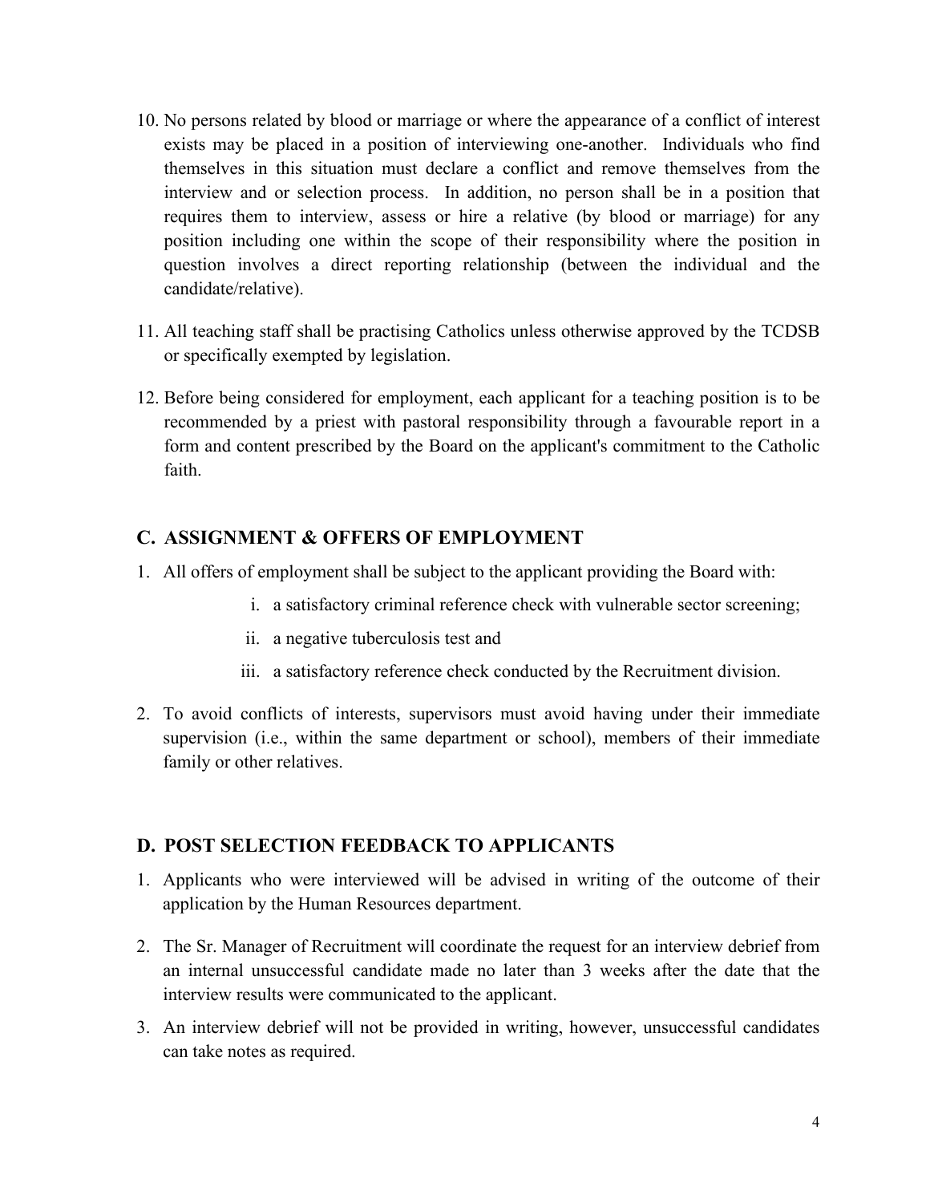10. No persons related by blood or marriage or where the appearance of a conflict of interest exists may be placed in a position of interviewing one-another. Individuals who find themselves in this situation must declare a conflict and remove themselves from the interview and or selection process. In addition, no person shall be in a position that requires them to interview, assess or hire a relative (by blood or marriage) for any position including one within the scope of their responsibility where the position in question involves a direct reporting relationship (between the individual and the candidate/relative).

11. All teaching staff shall be practising Catholics unless otherwise approved by the TCDSB or specifically exempted by legislation.

12. Before being considered for employment, each applicant for a teaching position is to be recommended by a priest with pastoral responsibility through a favourable report in a form and content prescribed by the Board on the applicant's commitment to the Catholic faith.

## C. ASSIGNMENT & OFFERS OF EMPLOYMENT

1. All offers of employment shall be subject to the applicant providing the Board with:
   i. a satisfactory criminal reference check with vulnerable sector screening;
   ii. a negative tuberculosis test and
   iii. a satisfactory reference check conducted by the Recruitment division.

2. To avoid conflicts of interests, supervisors must avoid having under their immediate supervision (i.e., within the same department or school), members of their immediate family or other relatives.

## D. POST SELECTION FEEDBACK TO APPLICANTS

1. Applicants who were interviewed will be advised in writing of the outcome of their application by the Human Resources department.

2. The Sr. Manager of Recruitment will coordinate the request for an interview debrief from an internal unsuccessful candidate made no later than 3 weeks after the date that the interview results were communicated to the applicant.

3. An interview debrief will not be provided in writing, however, unsuccessful candidates can take notes as required.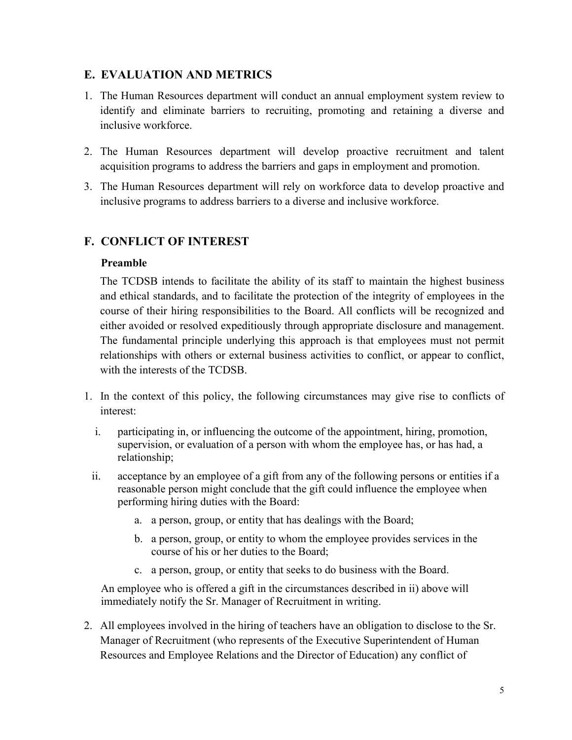## E. EVALUATION AND METRICS

1. The Human Resources department will conduct an annual employment system review to identify and eliminate barriers to recruiting, promoting and retaining a diverse and inclusive workforce.

2. The Human Resources department will develop proactive recruitment and talent acquisition programs to address the barriers and gaps in employment and promotion.

3. The Human Resources department will rely on workforce data to develop proactive and inclusive programs to address barriers to a diverse and inclusive workforce.

## F. CONFLICT OF INTEREST

**Preamble**

The TCDSB intends to facilitate the ability of its staff to maintain the highest business and ethical standards, and to facilitate the protection of the integrity of employees in the course of their hiring responsibilities to the Board. All conflicts will be recognized and either avoided or resolved expeditiously through appropriate disclosure and management. The fundamental principle underlying this approach is that employees must not permit relationships with others or external business activities to conflict, or appear to conflict, with the interests of the TCDSB.

1. In the context of this policy, the following circumstances may give rise to conflicts of interest:

   i. participating in, or influencing the outcome of the appointment, hiring, promotion, supervision, or evaluation of a person with whom the employee has, or has had, a relationship;

   ii. acceptance by an employee of a gift from any of the following persons or entities if a reasonable person might conclude that the gift could influence the employee when performing hiring duties with the Board:

      a. a person, group, or entity that has dealings with the Board;

      b. a person, group, or entity to whom the employee provides services in the course of his or her duties to the Board;

      c. a person, group, or entity that seeks to do business with the Board.

   An employee who is offered a gift in the circumstances described in ii) above will immediately notify the Sr. Manager of Recruitment in writing.

2. All employees involved in the hiring of teachers have an obligation to disclose to the Sr. Manager of Recruitment (who represents of the Executive Superintendent of Human Resources and Employee Relations and the Director of Education) any conflict of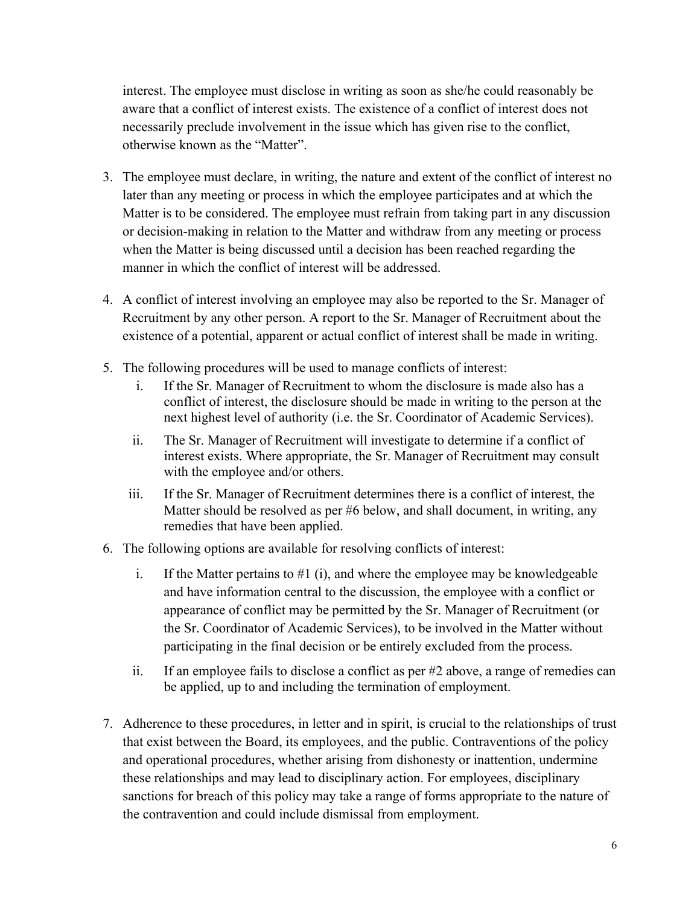interest. The employee must disclose in writing as soon as she/he could reasonably be aware that a conflict of interest exists. The existence of a conflict of interest does not necessarily preclude involvement in the issue which has given rise to the conflict, otherwise known as the "Matter".

3. The employee must declare, in writing, the nature and extent of the conflict of interest no later than any meeting or process in which the employee participates and at which the Matter is to be considered. The employee must refrain from taking part in any discussion or decision-making in relation to the Matter and withdraw from any meeting or process when the Matter is being discussed until a decision has been reached regarding the manner in which the conflict of interest will be addressed.

4. A conflict of interest involving an employee may also be reported to the Sr. Manager of Recruitment by any other person. A report to the Sr. Manager of Recruitment about the existence of a potential, apparent or actual conflict of interest shall be made in writing.

5. The following procedures will be used to manage conflicts of interest:
   i. If the Sr. Manager of Recruitment to whom the disclosure is made also has a conflict of interest, the disclosure should be made in writing to the person at the next highest level of authority (i.e. the Sr. Coordinator of Academic Services).
   ii. The Sr. Manager of Recruitment will investigate to determine if a conflict of interest exists. Where appropriate, the Sr. Manager of Recruitment may consult with the employee and/or others.
   iii. If the Sr. Manager of Recruitment determines there is a conflict of interest, the Matter should be resolved as per #6 below, and shall document, in writing, any remedies that have been applied.

6. The following options are available for resolving conflicts of interest:
   i. If the Matter pertains to #1 (i), and where the employee may be knowledgeable and have information central to the discussion, the employee with a conflict or appearance of conflict may be permitted by the Sr. Manager of Recruitment (or the Sr. Coordinator of Academic Services), to be involved in the Matter without participating in the final decision or be entirely excluded from the process.
   ii. If an employee fails to disclose a conflict as per #2 above, a range of remedies can be applied, up to and including the termination of employment.

7. Adherence to these procedures, in letter and in spirit, is crucial to the relationships of trust that exist between the Board, its employees, and the public. Contraventions of the policy and operational procedures, whether arising from dishonesty or inattention, undermine these relationships and may lead to disciplinary action. For employees, disciplinary sanctions for breach of this policy may take a range of forms appropriate to the nature of the contravention and could include dismissal from employment.